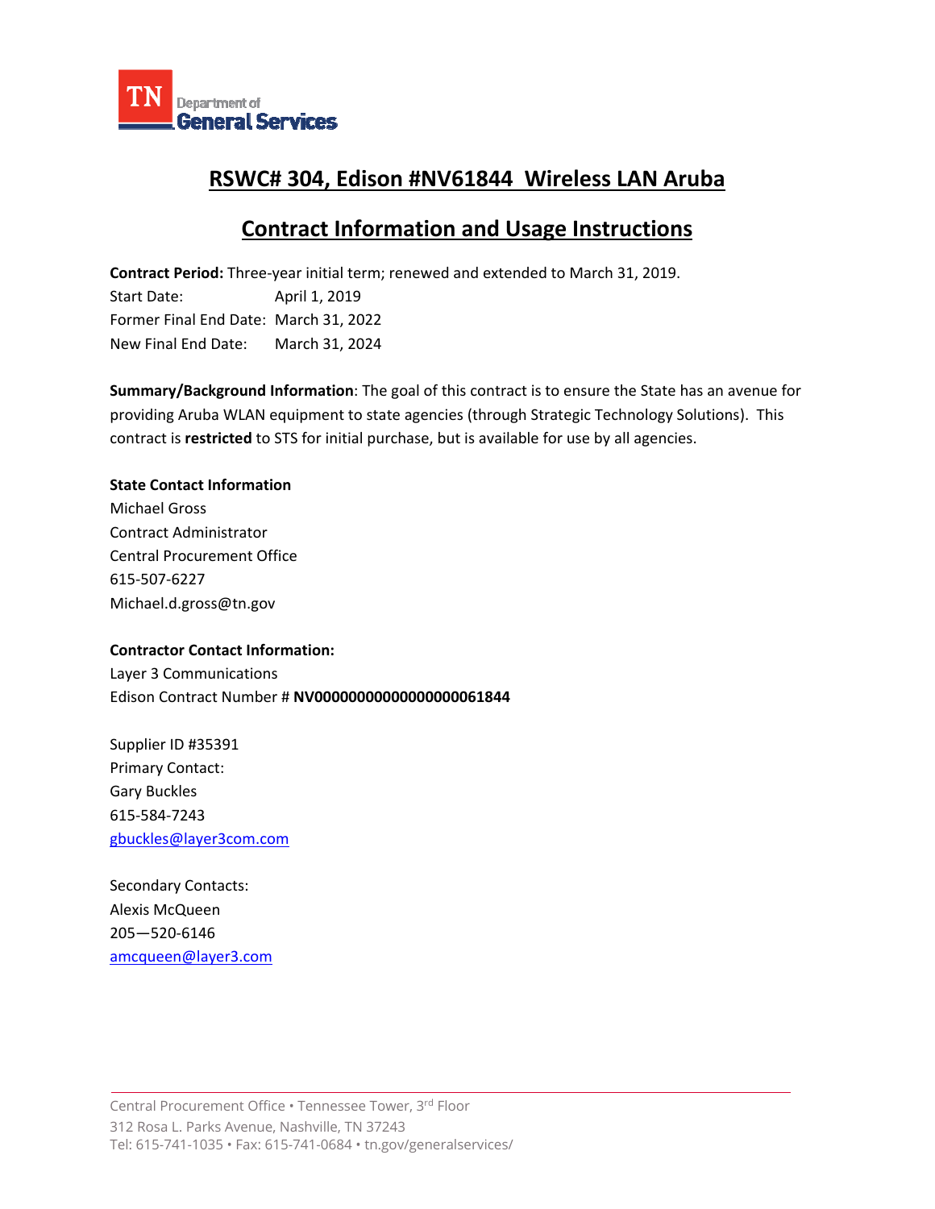TN Department of General Services

# RSWC# 304, Edison #NV61844 Wireless LAN Aruba

## Contract Information and Usage Instructions

**Contract Period:** Three-year initial term; renewed and extended to March 31, 2019.

Start Date: April 1, 2019
Former Final End Date: March 31, 2022
New Final End Date: March 31, 2024

**Summary/Background Information**: The goal of this contract is to ensure the State has an avenue for providing Aruba WLAN equipment to state agencies (through Strategic Technology Solutions). This contract is **restricted** to STS for initial purchase, but is available for use by all agencies.

**State Contact Information**

Michael Gross
Contract Administrator
Central Procurement Office
615-507-6227
Michael.d.gross@tn.gov

**Contractor Contact Information:**

Layer 3 Communications
Edison Contract Number # **NV0000000000000000061844**

Supplier ID #35391
Primary Contact:
Gary Buckles
615-584-7243
gbuckles@layer3com.com

Secondary Contacts:
Alexis McQueen
205—520-6146
amcqueen@layer3.com

Central Procurement Office • Tennessee Tower, 3rd Floor
312 Rosa L. Parks Avenue, Nashville, TN 37243
Tel: 615-741-1035 • Fax: 615-741-0684 • tn.gov/generalservices/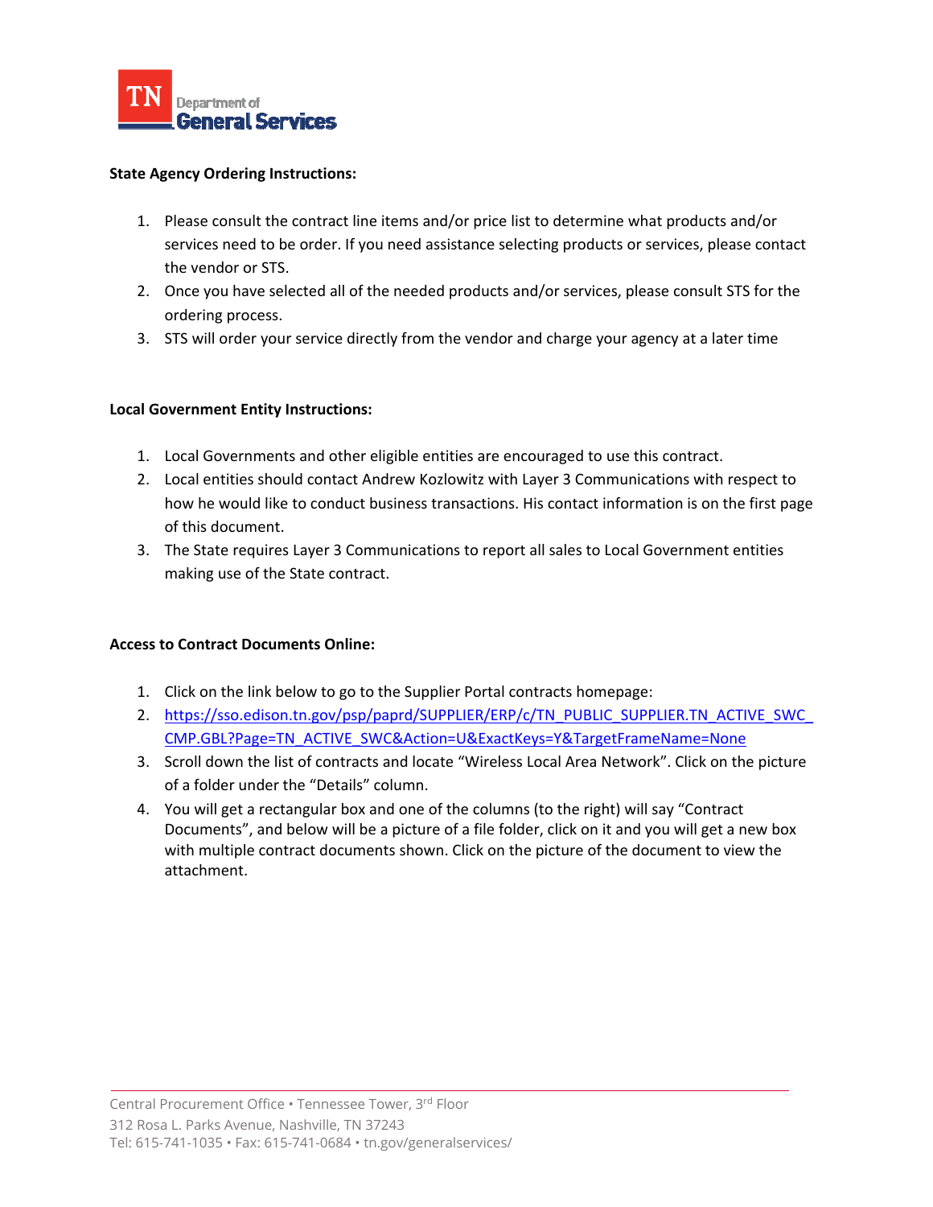**State Agency Ordering Instructions:**

1. Please consult the contract line items and/or price list to determine what products and/or services need to be order. If you need assistance selecting products or services, please contact the vendor or STS.
2. Once you have selected all of the needed products and/or services, please consult STS for the ordering process.
3. STS will order your service directly from the vendor and charge your agency at a later time

**Local Government Entity Instructions:**

1. Local Governments and other eligible entities are encouraged to use this contract.
2. Local entities should contact Andrew Kozlowitz with Layer 3 Communications with respect to how he would like to conduct business transactions. His contact information is on the first page of this document.
3. The State requires Layer 3 Communications to report all sales to Local Government entities making use of the State contract.

**Access to Contract Documents Online:**

1. Click on the link below to go to the Supplier Portal contracts homepage:
2. [https://sso.edison.tn.gov/psp/paprd/SUPPLIER/ERP/c/TN_PUBLIC_SUPPLIER.TN_ACTIVE_SWC_CMP.GBL?Page=TN_ACTIVE_SWC&Action=U&ExactKeys=Y&TargetFrameName=None](https://sso.edison.tn.gov/psp/paprd/SUPPLIER/ERP/c/TN_PUBLIC_SUPPLIER.TN_ACTIVE_SWC_CMP.GBL?Page=TN_ACTIVE_SWC&Action=U&ExactKeys=Y&TargetFrameName=None)
3. Scroll down the list of contracts and locate "Wireless Local Area Network". Click on the picture of a folder under the "Details" column.
4. You will get a rectangular box and one of the columns (to the right) will say "Contract Documents", and below will be a picture of a file folder, click on it and you will get a new box with multiple contract documents shown. Click on the picture of the document to view the attachment.